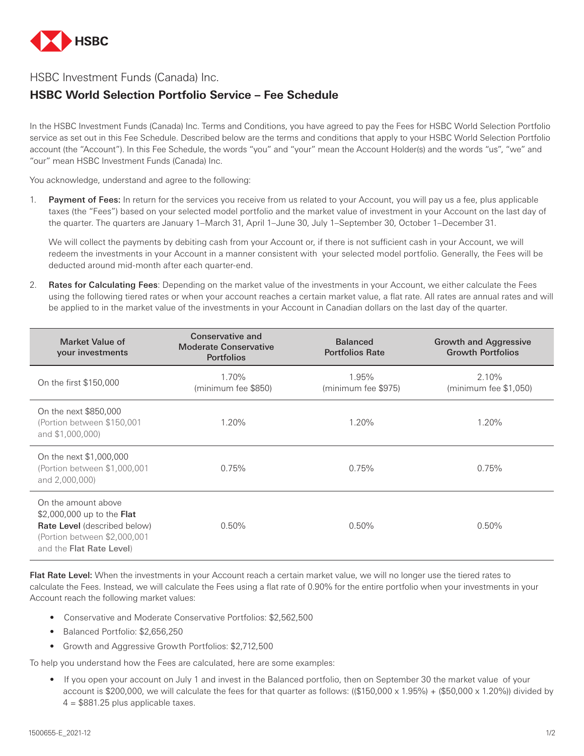HSBC

HSBC Investment Funds (Canada) Inc.

# HSBC World Selection Portfolio Service – Fee Schedule

In the HSBC Investment Funds (Canada) Inc. Terms and Conditions, you have agreed to pay the Fees for HSBC World Selection Portfolio service as set out in this Fee Schedule. Described below are the terms and conditions that apply to your HSBC World Selection Portfolio account (the "Account"). In this Fee Schedule, the words "you" and "your" mean the Account Holder(s) and the words "us", "we" and "our" mean HSBC Investment Funds (Canada) Inc.

You acknowledge, understand and agree to the following:

1. **Payment of Fees:** In return for the services you receive from us related to your Account, you will pay us a fee, plus applicable taxes (the "Fees") based on your selected model portfolio and the market value of investment in your Account on the last day of the quarter. The quarters are January 1–March 31, April 1–June 30, July 1–September 30, October 1–December 31.

   We will collect the payments by debiting cash from your Account or, if there is not sufficient cash in your Account, we will redeem the investments in your Account in a manner consistent with your selected model portfolio. Generally, the Fees will be deducted around mid-month after each quarter-end.

2. **Rates for Calculating Fees**: Depending on the market value of the investments in your Account, we either calculate the Fees using the following tiered rates or when your account reaches a certain market value, a flat rate. All rates are annual rates and will be applied to in the market value of the investments in your Account in Canadian dollars on the last day of the quarter.

| Market Value of your investments | Conservative and Moderate Conservative Portfolios | Balanced Portfolios Rate | Growth and Aggressive Growth Portfolios |
|---|---|---|---|
| On the first $150,000 | 1.70% (minimum fee $850) | 1.95% (minimum fee $975) | 2.10% (minimum fee $1,050) |
| On the next $850,000 (Portion between $150,001 and $1,000,000) | 1.20% | 1.20% | 1.20% |
| On the next $1,000,000 (Portion between $1,000,001 and 2,000,000) | 0.75% | 0.75% | 0.75% |
| On the amount above $2,000,000 up to the **Flat Rate Level** (described below) (Portion between $2,000,001 and the **Flat Rate Level**) | 0.50% | 0.50% | 0.50% |

**Flat Rate Level:** When the investments in your Account reach a certain market value, we will no longer use the tiered rates to calculate the Fees. Instead, we will calculate the Fees using a flat rate of 0.90% for the entire portfolio when your investments in your Account reach the following market values:

- Conservative and Moderate Conservative Portfolios: $2,562,500
- Balanced Portfolio: $2,656,250
- Growth and Aggressive Growth Portfolios: $2,712,500

To help you understand how the Fees are calculated, here are some examples:

- If you open your account on July 1 and invest in the Balanced portfolio, then on September 30 the market value of your account is $200,000, we will calculate the fees for that quarter as follows: (($150,000 x 1.95%) + ($50,000 x 1.20%)) divided by 4 = $881.25 plus applicable taxes.

1500655-E_2021-12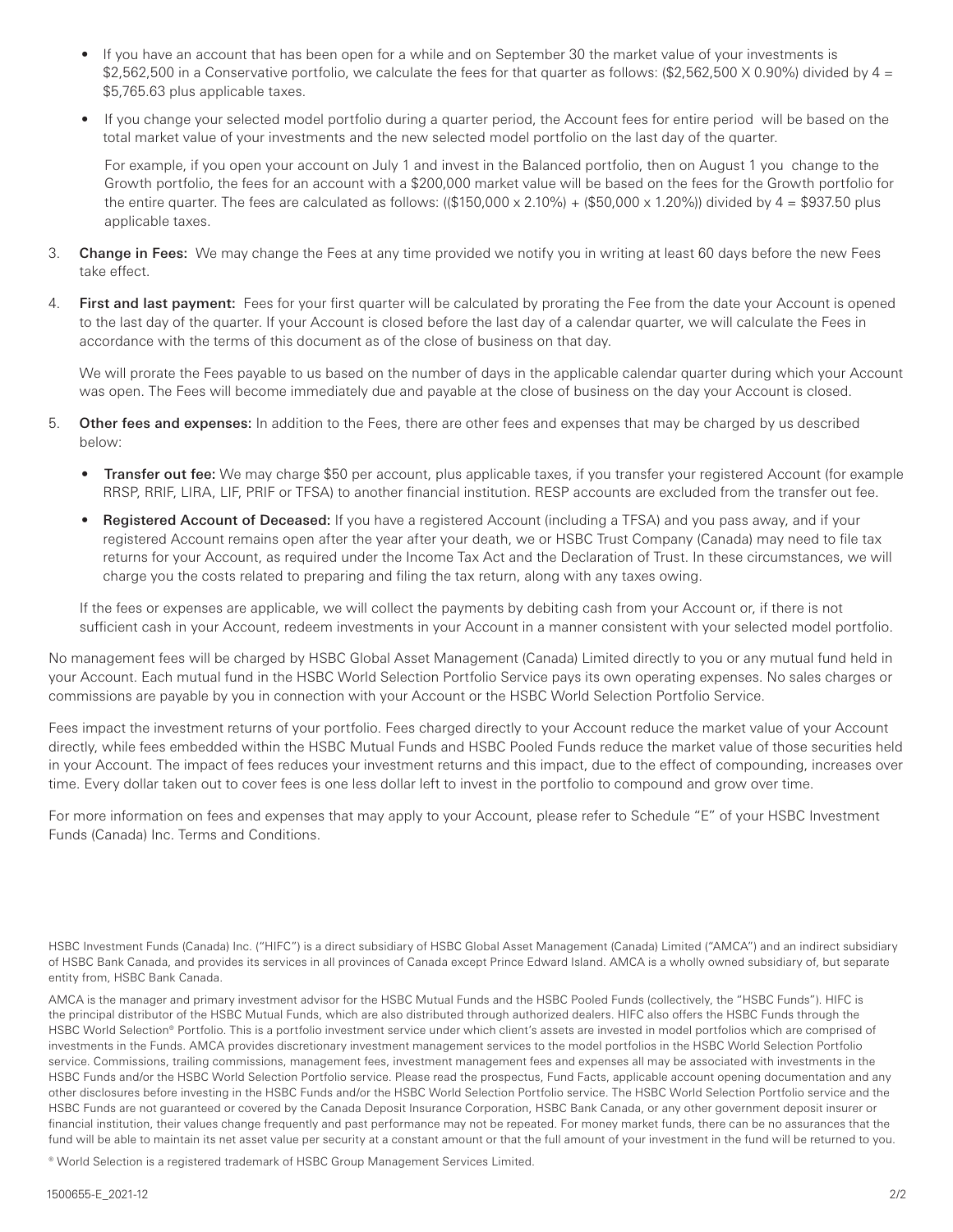- If you have an account that has been open for a while and on September 30 the market value of your investments is \$2,562,500 in a Conservative portfolio, we calculate the fees for that quarter as follows: (\$2,562,500 X 0.90%) divided by 4 = \$5,765.63 plus applicable taxes.
- If you change your selected model portfolio during a quarter period, the Account fees for entire period will be based on the total market value of your investments and the new selected model portfolio on the last day of the quarter.

  For example, if you open your account on July 1 and invest in the Balanced portfolio, then on August 1 you change to the Growth portfolio, the fees for an account with a \$200,000 market value will be based on the fees for the Growth portfolio for the entire quarter. The fees are calculated as follows: ((\$150,000 x 2.10%) + (\$50,000 x 1.20%)) divided by 4 = \$937.50 plus applicable taxes.

3. **Change in Fees:** We may change the Fees at any time provided we notify you in writing at least 60 days before the new Fees take effect.
4. **First and last payment:** Fees for your first quarter will be calculated by prorating the Fee from the date your Account is opened to the last day of the quarter. If your Account is closed before the last day of a calendar quarter, we will calculate the Fees in accordance with the terms of this document as of the close of business on that day.

   We will prorate the Fees payable to us based on the number of days in the applicable calendar quarter during which your Account was open. The Fees will become immediately due and payable at the close of business on the day your Account is closed.
5. **Other fees and expenses:** In addition to the Fees, there are other fees and expenses that may be charged by us described below:
   - **Transfer out fee:** We may charge \$50 per account, plus applicable taxes, if you transfer your registered Account (for example RRSP, RRIF, LIRA, LIF, PRIF or TFSA) to another financial institution. RESP accounts are excluded from the transfer out fee.
   - **Registered Account of Deceased:** If you have a registered Account (including a TFSA) and you pass away, and if your registered Account remains open after the year after your death, we or HSBC Trust Company (Canada) may need to file tax returns for your Account, as required under the Income Tax Act and the Declaration of Trust. In these circumstances, we will charge you the costs related to preparing and filing the tax return, along with any taxes owing.

   If the fees or expenses are applicable, we will collect the payments by debiting cash from your Account or, if there is not sufficient cash in your Account, redeem investments in your Account in a manner consistent with your selected model portfolio.

No management fees will be charged by HSBC Global Asset Management (Canada) Limited directly to you or any mutual fund held in your Account. Each mutual fund in the HSBC World Selection Portfolio Service pays its own operating expenses. No sales charges or commissions are payable by you in connection with your Account or the HSBC World Selection Portfolio Service.

Fees impact the investment returns of your portfolio. Fees charged directly to your Account reduce the market value of your Account directly, while fees embedded within the HSBC Mutual Funds and HSBC Pooled Funds reduce the market value of those securities held in your Account. The impact of fees reduces your investment returns and this impact, due to the effect of compounding, increases over time. Every dollar taken out to cover fees is one less dollar left to invest in the portfolio to compound and grow over time.

For more information on fees and expenses that may apply to your Account, please refer to Schedule "E" of your HSBC Investment Funds (Canada) Inc. Terms and Conditions.

HSBC Investment Funds (Canada) Inc. ("HIFC") is a direct subsidiary of HSBC Global Asset Management (Canada) Limited ("AMCA") and an indirect subsidiary of HSBC Bank Canada, and provides its services in all provinces of Canada except Prince Edward Island. AMCA is a wholly owned subsidiary of, but separate entity from, HSBC Bank Canada.

AMCA is the manager and primary investment advisor for the HSBC Mutual Funds and the HSBC Pooled Funds (collectively, the "HSBC Funds"). HIFC is the principal distributor of the HSBC Mutual Funds, which are also distributed through authorized dealers. HIFC also offers the HSBC Funds through the HSBC World Selection® Portfolio. This is a portfolio investment service under which client's assets are invested in model portfolios which are comprised of investments in the Funds. AMCA provides discretionary investment management services to the model portfolios in the HSBC World Selection Portfolio service. Commissions, trailing commissions, management fees, investment management fees and expenses all may be associated with investments in the HSBC Funds and/or the HSBC World Selection Portfolio service. Please read the prospectus, Fund Facts, applicable account opening documentation and any other disclosures before investing in the HSBC Funds and/or the HSBC World Selection Portfolio service. The HSBC World Selection Portfolio service and the HSBC Funds are not guaranteed or covered by the Canada Deposit Insurance Corporation, HSBC Bank Canada, or any other government deposit insurer or financial institution, their values change frequently and past performance may not be repeated. For money market funds, there can be no assurances that the fund will be able to maintain its net asset value per security at a constant amount or that the full amount of your investment in the fund will be returned to you.

® World Selection is a registered trademark of HSBC Group Management Services Limited.

1500655-E_2021-12